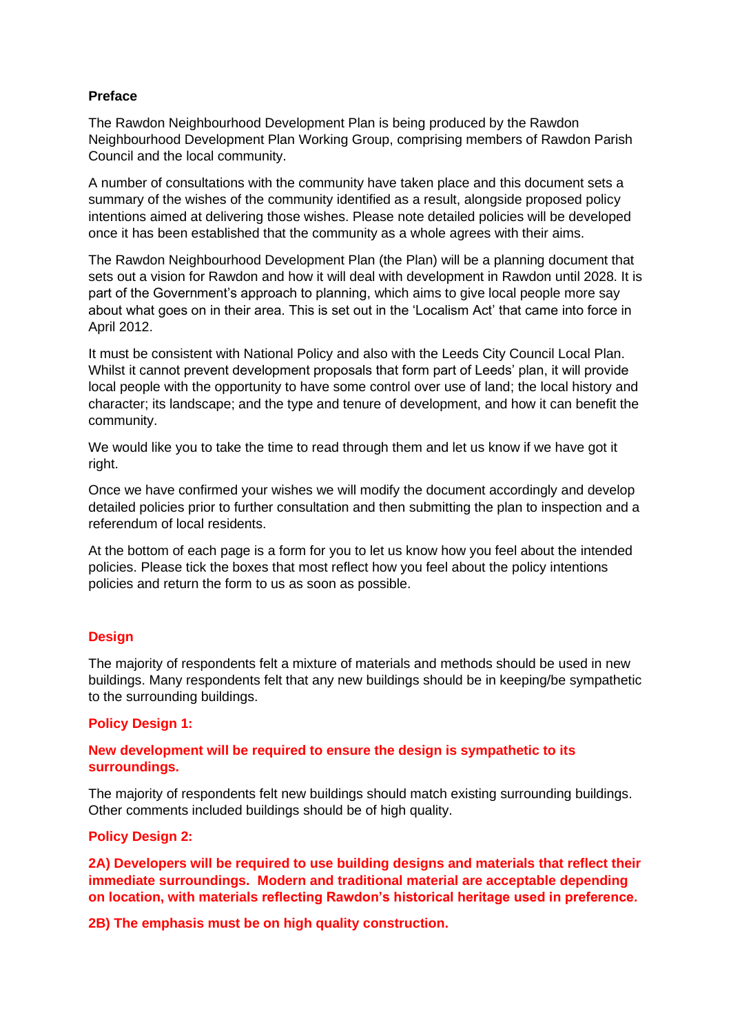## Preface

The Rawdon Neighbourhood Development Plan is being produced by the Rawdon Neighbourhood Development Plan Working Group, comprising members of Rawdon Parish Council and the local community.

A number of consultations with the community have taken place and this document sets a summary of the wishes of the community identified as a result, alongside proposed policy intentions aimed at delivering those wishes. Please note detailed policies will be developed once it has been established that the community as a whole agrees with their aims.

The Rawdon Neighbourhood Development Plan (the Plan) will be a planning document that sets out a vision for Rawdon and how it will deal with development in Rawdon until 2028. It is part of the Government's approach to planning, which aims to give local people more say about what goes on in their area. This is set out in the 'Localism Act' that came into force in April 2012.

It must be consistent with National Policy and also with the Leeds City Council Local Plan. Whilst it cannot prevent development proposals that form part of Leeds' plan, it will provide local people with the opportunity to have some control over use of land; the local history and character; its landscape; and the type and tenure of development, and how it can benefit the community.

We would like you to take the time to read through them and let us know if we have got it right.

Once we have confirmed your wishes we will modify the document accordingly and develop detailed policies prior to further consultation and then submitting the plan to inspection and a referendum of local residents.

At the bottom of each page is a form for you to let us know how you feel about the intended policies. Please tick the boxes that most reflect how you feel about the policy intentions policies and return the form to us as soon as possible.

## Design

The majority of respondents felt a mixture of materials and methods should be used in new buildings. Many respondents felt that any new buildings should be in keeping/be sympathetic to the surrounding buildings.

### Policy Design 1:

**New development will be required to ensure the design is sympathetic to its surroundings.**

The majority of respondents felt new buildings should match existing surrounding buildings. Other comments included buildings should be of high quality.

### Policy Design 2:

**2A) Developers will be required to use building designs and materials that reflect their immediate surroundings. Modern and traditional material are acceptable depending on location, with materials reflecting Rawdon's historical heritage used in preference.**

**2B) The emphasis must be on high quality construction.**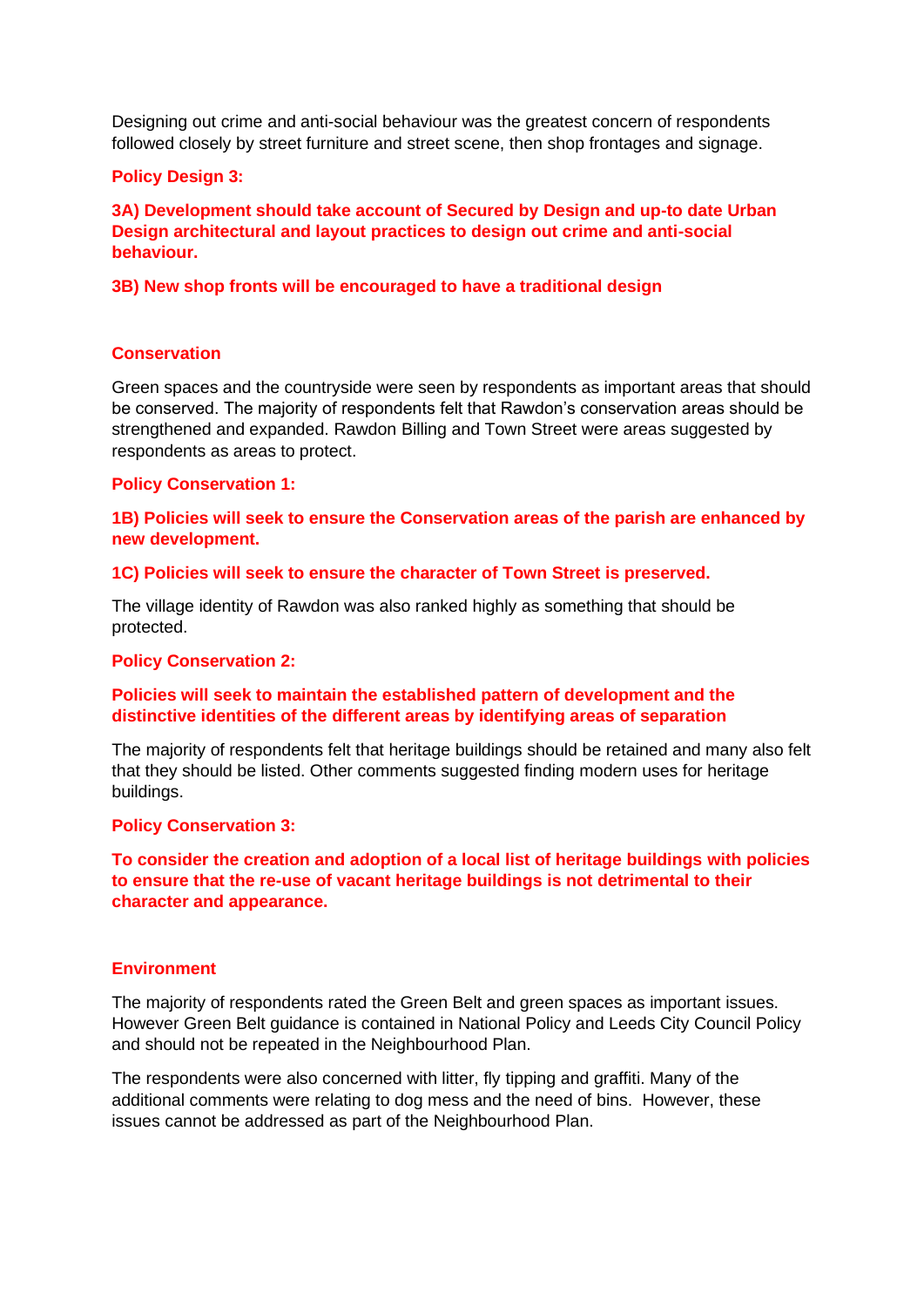Designing out crime and anti-social behaviour was the greatest concern of respondents followed closely by street furniture and street scene, then shop frontages and signage.

**Policy Design 3:**

**3A) Development should take account of Secured by Design and up-to date Urban Design architectural and layout practices to design out crime and anti-social behaviour.**

**3B) New shop fronts will be encouraged to have a traditional design**

## Conservation

Green spaces and the countryside were seen by respondents as important areas that should be conserved. The majority of respondents felt that Rawdon's conservation areas should be strengthened and expanded. Rawdon Billing and Town Street were areas suggested by respondents as areas to protect.

**Policy Conservation 1:**

**1B) Policies will seek to ensure the Conservation areas of the parish are enhanced by new development.**

**1C) Policies will seek to ensure the character of Town Street is preserved.**

The village identity of Rawdon was also ranked highly as something that should be protected.

**Policy Conservation 2:**

**Policies will seek to maintain the established pattern of development and the distinctive identities of the different areas by identifying areas of separation**

The majority of respondents felt that heritage buildings should be retained and many also felt that they should be listed. Other comments suggested finding modern uses for heritage buildings.

**Policy Conservation 3:**

**To consider the creation and adoption of a local list of heritage buildings with policies to ensure that the re-use of vacant heritage buildings is not detrimental to their character and appearance.**

## Environment

The majority of respondents rated the Green Belt and green spaces as important issues. However Green Belt guidance is contained in National Policy and Leeds City Council Policy and should not be repeated in the Neighbourhood Plan.

The respondents were also concerned with litter, fly tipping and graffiti. Many of the additional comments were relating to dog mess and the need of bins. However, these issues cannot be addressed as part of the Neighbourhood Plan.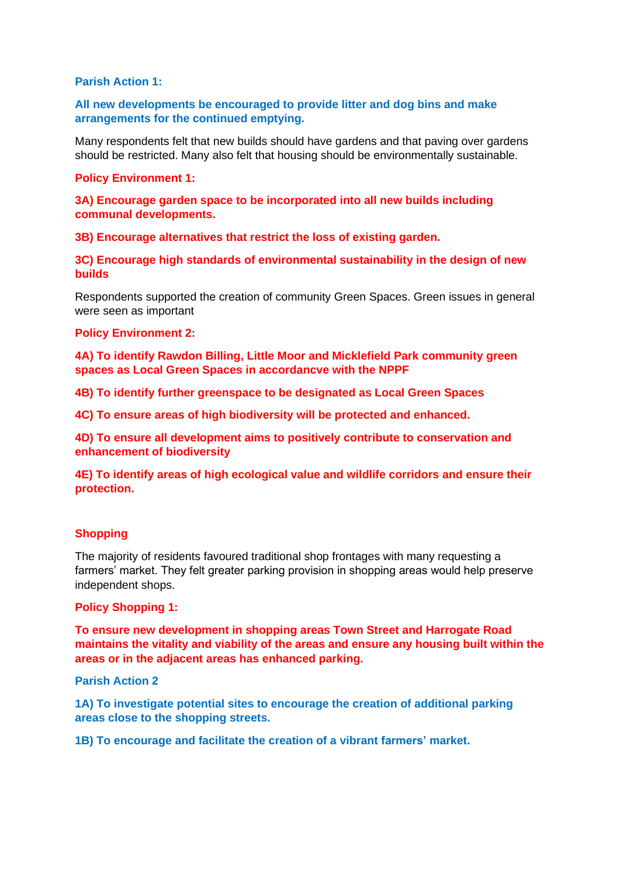**Parish Action 1:**

**All new developments be encouraged to provide litter and dog bins and make arrangements for the continued emptying.**

Many respondents felt that new builds should have gardens and that paving over gardens should be restricted. Many also felt that housing should be environmentally sustainable.

**Policy Environment 1:**

**3A) Encourage garden space to be incorporated into all new builds including communal developments.**

**3B) Encourage alternatives that restrict the loss of existing garden.**

**3C) Encourage high standards of environmental sustainability in the design of new builds**

Respondents supported the creation of community Green Spaces. Green issues in general were seen as important

**Policy Environment 2:**

**4A) To identify Rawdon Billing, Little Moor and Micklefield Park community green spaces as Local Green Spaces in accordancve with the NPPF**

**4B) To identify further greenspace to be designated as Local Green Spaces**

**4C) To ensure areas of high biodiversity will be protected and enhanced.**

**4D) To ensure all development aims to positively contribute to conservation and enhancement of biodiversity**

**4E) To identify areas of high ecological value and wildlife corridors and ensure their protection.**

## Shopping

The majority of residents favoured traditional shop frontages with many requesting a farmers' market. They felt greater parking provision in shopping areas would help preserve independent shops.

**Policy Shopping 1:**

**To ensure new development in shopping areas Town Street and Harrogate Road maintains the vitality and viability of the areas and ensure any housing built within the areas or in the adjacent areas has enhanced parking.**

**Parish Action 2**

**1A) To investigate potential sites to encourage the creation of additional parking areas close to the shopping streets.**

**1B) To encourage and facilitate the creation of a vibrant farmers' market.**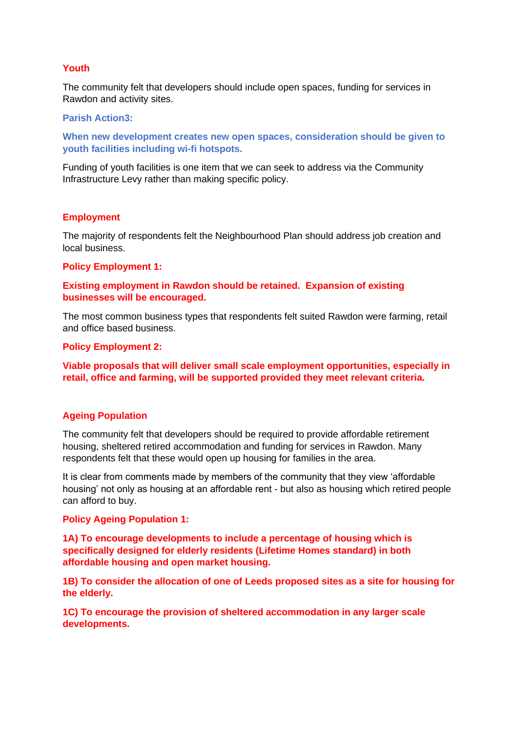## Youth

The community felt that developers should include open spaces, funding for services in Rawdon and activity sites.

**Parish Action3:**

**When new development creates new open spaces, consideration should be given to youth facilities including wi-fi hotspots.**

Funding of youth facilities is one item that we can seek to address via the Community Infrastructure Levy rather than making specific policy.

## Employment

The majority of respondents felt the Neighbourhood Plan should address job creation and local business.

**Policy Employment 1:**

**Existing employment in Rawdon should be retained. Expansion of existing businesses will be encouraged.**

The most common business types that respondents felt suited Rawdon were farming, retail and office based business.

**Policy Employment 2:**

**Viable proposals that will deliver small scale employment opportunities, especially in retail, office and farming, will be supported provided they meet relevant criteria.**

## Ageing Population

The community felt that developers should be required to provide affordable retirement housing, sheltered retired accommodation and funding for services in Rawdon. Many respondents felt that these would open up housing for families in the area.

It is clear from comments made by members of the community that they view 'affordable housing' not only as housing at an affordable rent - but also as housing which retired people can afford to buy.

**Policy Ageing Population 1:**

**1A) To encourage developments to include a percentage of housing which is specifically designed for elderly residents (Lifetime Homes standard) in both affordable housing and open market housing.**

**1B) To consider the allocation of one of Leeds proposed sites as a site for housing for the elderly.**

**1C) To encourage the provision of sheltered accommodation in any larger scale developments.**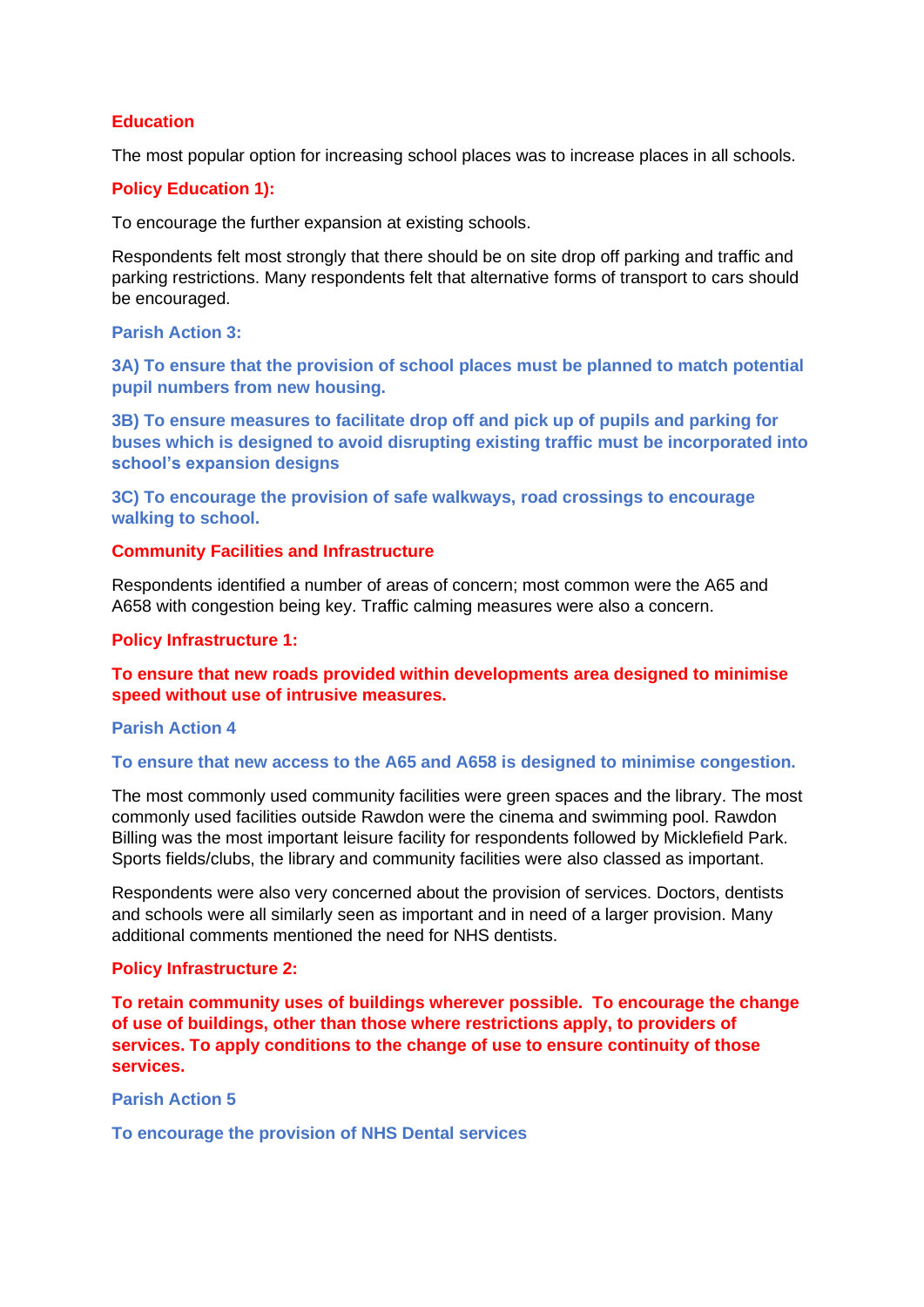## Education

The most popular option for increasing school places was to increase places in all schools.

### Policy Education 1):

To encourage the further expansion at existing schools.

Respondents felt most strongly that there should be on site drop off parking and traffic and parking restrictions. Many respondents felt that alternative forms of transport to cars should be encouraged.

### Parish Action 3:

**3A) To ensure that the provision of school places must be planned to match potential pupil numbers from new housing.**

**3B) To ensure measures to facilitate drop off and pick up of pupils and parking for buses which is designed to avoid disrupting existing traffic must be incorporated into school's expansion designs**

**3C) To encourage the provision of safe walkways, road crossings to encourage walking to school.**

## Community Facilities and Infrastructure

Respondents identified a number of areas of concern; most common were the A65 and A658 with congestion being key. Traffic calming measures were also a concern.

### Policy Infrastructure 1:

**To ensure that new roads provided within developments area designed to minimise speed without use of intrusive measures.**

### Parish Action 4

**To ensure that new access to the A65 and A658 is designed to minimise congestion.**

The most commonly used community facilities were green spaces and the library. The most commonly used facilities outside Rawdon were the cinema and swimming pool. Rawdon Billing was the most important leisure facility for respondents followed by Micklefield Park. Sports fields/clubs, the library and community facilities were also classed as important.

Respondents were also very concerned about the provision of services. Doctors, dentists and schools were all similarly seen as important and in need of a larger provision. Many additional comments mentioned the need for NHS dentists.

### Policy Infrastructure 2:

**To retain community uses of buildings wherever possible. To encourage the change of use of buildings, other than those where restrictions apply, to providers of services. To apply conditions to the change of use to ensure continuity of those services.**

### Parish Action 5

**To encourage the provision of NHS Dental services**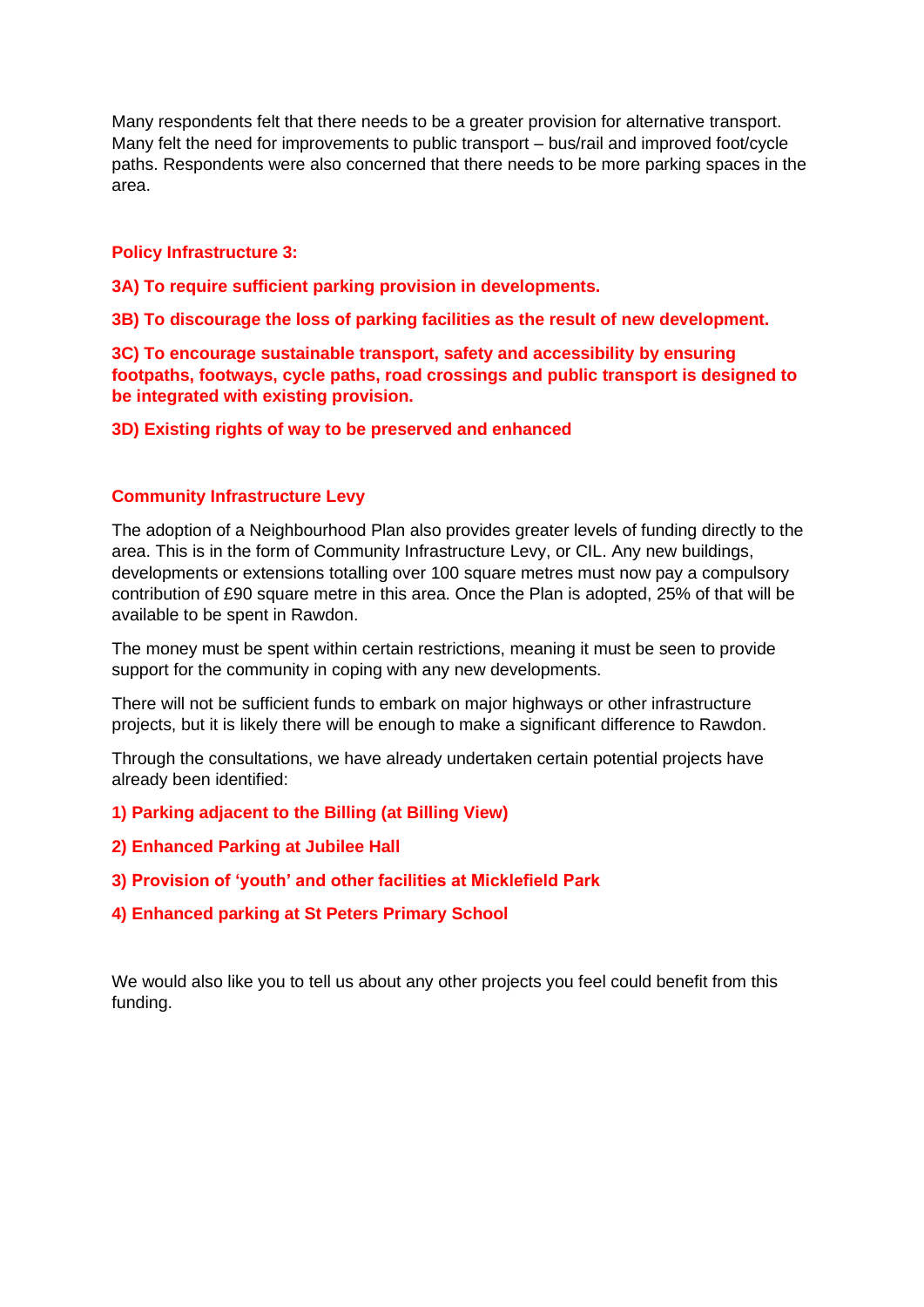Many respondents felt that there needs to be a greater provision for alternative transport. Many felt the need for improvements to public transport – bus/rail and improved foot/cycle paths. Respondents were also concerned that there needs to be more parking spaces in the area.

**Policy Infrastructure 3:**

**3A) To require sufficient parking provision in developments.**

**3B) To discourage the loss of parking facilities as the result of new development.**

**3C) To encourage sustainable transport, safety and accessibility by ensuring footpaths, footways, cycle paths, road crossings and public transport is designed to be integrated with existing provision.**

**3D) Existing rights of way to be preserved and enhanced**

## Community Infrastructure Levy

The adoption of a Neighbourhood Plan also provides greater levels of funding directly to the area. This is in the form of Community Infrastructure Levy, or CIL. Any new buildings, developments or extensions totalling over 100 square metres must now pay a compulsory contribution of £90 square metre in this area. Once the Plan is adopted, 25% of that will be available to be spent in Rawdon.

The money must be spent within certain restrictions, meaning it must be seen to provide support for the community in coping with any new developments.

There will not be sufficient funds to embark on major highways or other infrastructure projects, but it is likely there will be enough to make a significant difference to Rawdon.

Through the consultations, we have already undertaken certain potential projects have already been identified:

**1) Parking adjacent to the Billing (at Billing View)**

**2) Enhanced Parking at Jubilee Hall**

**3) Provision of 'youth' and other facilities at Micklefield Park**

**4) Enhanced parking at St Peters Primary School**

We would also like you to tell us about any other projects you feel could benefit from this funding.